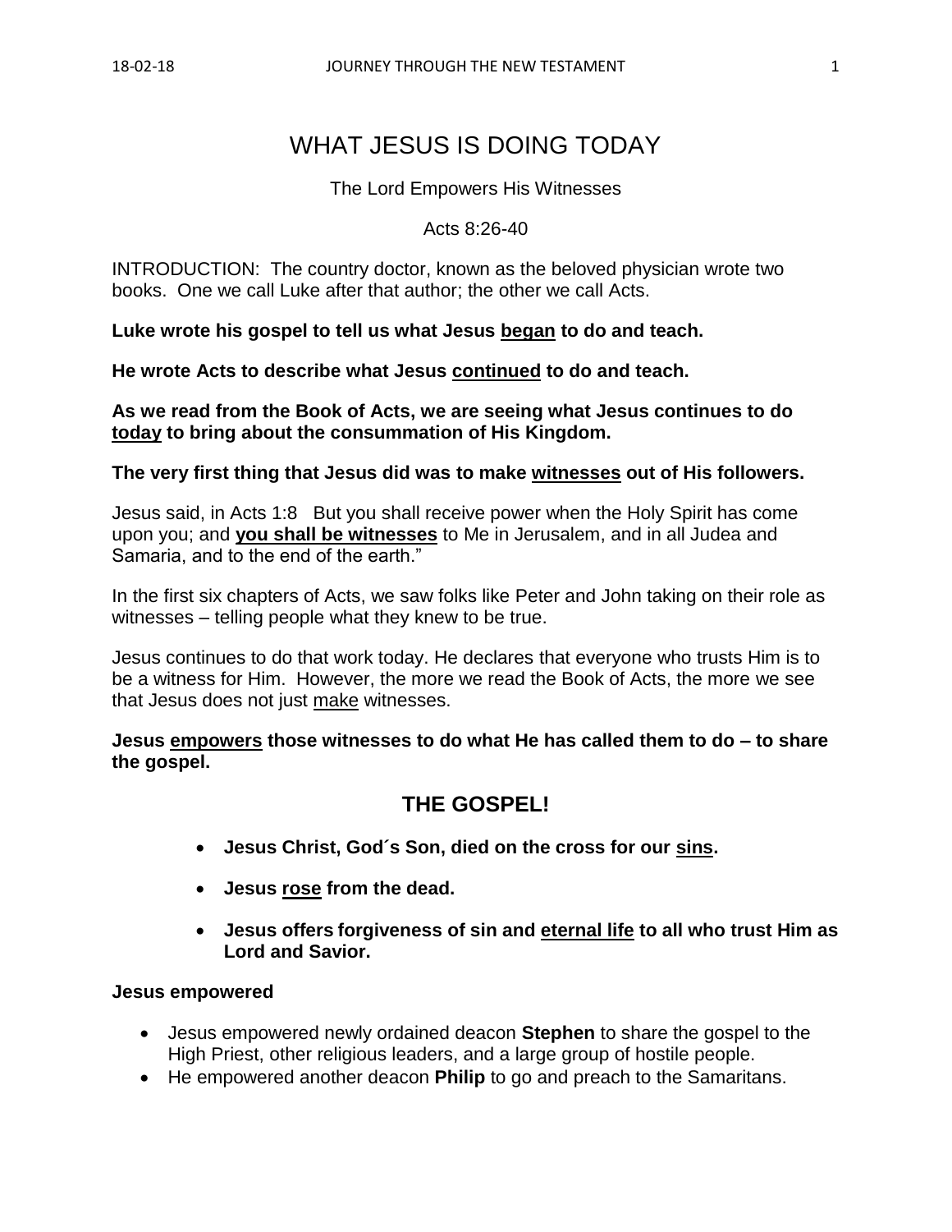# WHAT JESUS IS DOING TODAY

The Lord Empowers His Witnesses

Acts 8:26-40

INTRODUCTION: The country doctor, known as the beloved physician wrote two books. One we call Luke after that author; the other we call Acts.

**Luke wrote his gospel to tell us what Jesus <u>began</u> to do and teach.**

**He wrote Acts to describe what Jesus <u>continued</u> to do and teach.**

**As we read from the Book of Acts, we are seeing what Jesus continues to do <u>today</u> to bring about the consummation of His Kingdom.**

**The very first thing that Jesus did was to make <u>witnesses</u> out of His followers.**

Jesus said, in Acts 1:8 But you shall receive power when the Holy Spirit has come upon you; and **<u>you shall be witnesses</u>** to Me in Jerusalem, and in all Judea and Samaria, and to the end of the earth."

In the first six chapters of Acts, we saw folks like Peter and John taking on their role as witnesses – telling people what they knew to be true.

Jesus continues to do that work today. He declares that everyone who trusts Him is to be a witness for Him. However, the more we read the Book of Acts, the more we see that Jesus does not just <u>make</u> witnesses.

**Jesus <u>empowers</u> those witnesses to do what He has called them to do – to share the gospel.**

## THE GOSPEL!

- **Jesus Christ, God´s Son, died on the cross for our <u>sins</u>.**
- **Jesus <u>rose</u> from the dead.**
- **Jesus offers forgiveness of sin and <u>eternal life</u> to all who trust Him as Lord and Savior.**

**Jesus empowered**

- Jesus empowered newly ordained deacon **Stephen** to share the gospel to the High Priest, other religious leaders, and a large group of hostile people.
- He empowered another deacon **Philip** to go and preach to the Samaritans.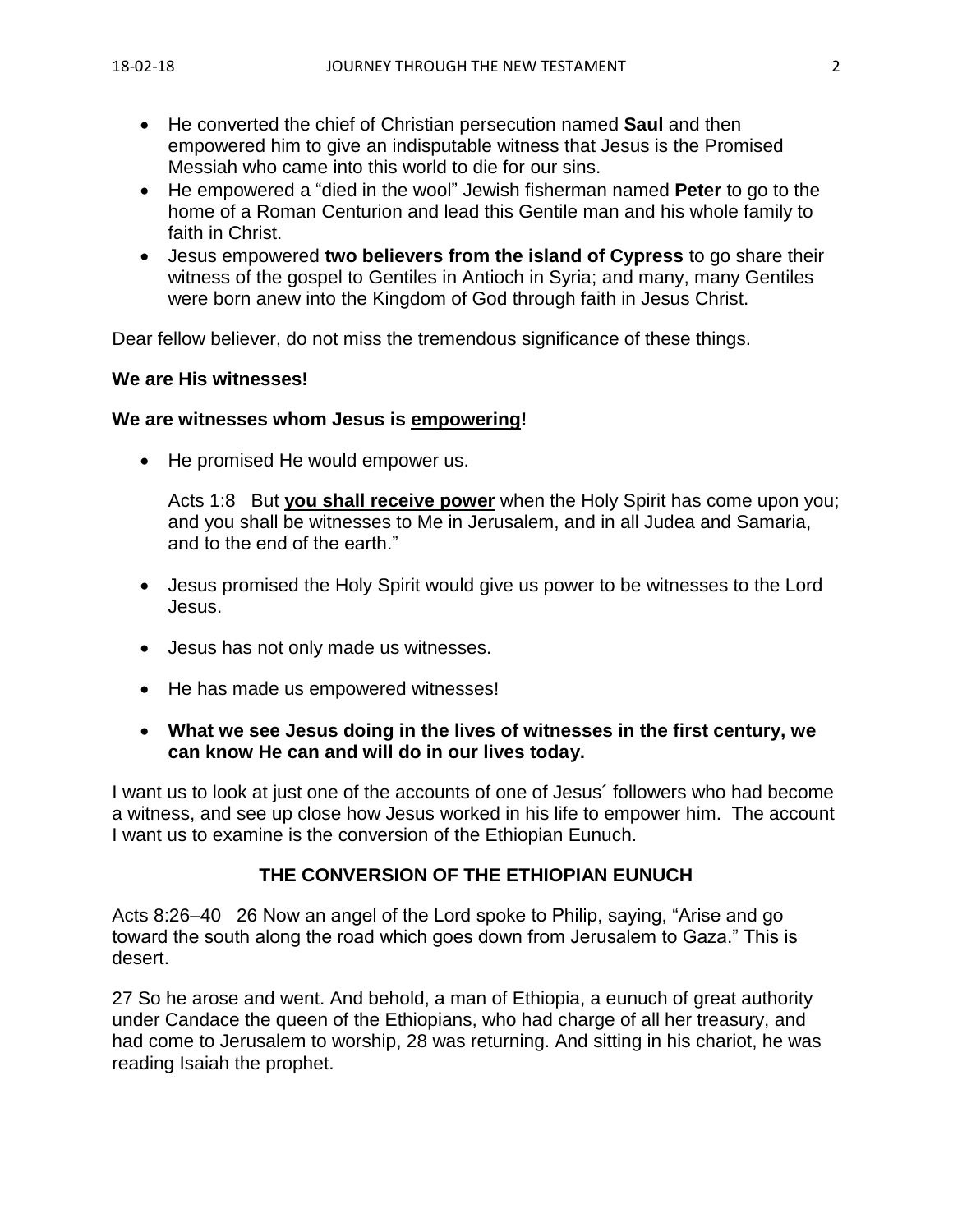- He converted the chief of Christian persecution named **Saul** and then empowered him to give an indisputable witness that Jesus is the Promised Messiah who came into this world to die for our sins.
- He empowered a "died in the wool" Jewish fisherman named **Peter** to go to the home of a Roman Centurion and lead this Gentile man and his whole family to faith in Christ.
- Jesus empowered **two believers from the island of Cypress** to go share their witness of the gospel to Gentiles in Antioch in Syria; and many, many Gentiles were born anew into the Kingdom of God through faith in Jesus Christ.

Dear fellow believer, do not miss the tremendous significance of these things.

**We are His witnesses!**

**We are witnesses whom Jesus is <u>empowering</u>!**

- He promised He would empower us.

  Acts 1:8   But **<u>you shall receive power</u>** when the Holy Spirit has come upon you; and you shall be witnesses to Me in Jerusalem, and in all Judea and Samaria, and to the end of the earth."

- Jesus promised the Holy Spirit would give us power to be witnesses to the Lord Jesus.

- Jesus has not only made us witnesses.

- He has made us empowered witnesses!

- **What we see Jesus doing in the lives of witnesses in the first century, we can know He can and will do in our lives today.**

I want us to look at just one of the accounts of one of Jesus´ followers who had become a witness, and see up close how Jesus worked in his life to empower him. The account I want us to examine is the conversion of the Ethiopian Eunuch.

## THE CONVERSION OF THE ETHIOPIAN EUNUCH

Acts 8:26–40   26 Now an angel of the Lord spoke to Philip, saying, "Arise and go toward the south along the road which goes down from Jerusalem to Gaza." This is desert.

27 So he arose and went. And behold, a man of Ethiopia, a eunuch of great authority under Candace the queen of the Ethiopians, who had charge of all her treasury, and had come to Jerusalem to worship, 28 was returning. And sitting in his chariot, he was reading Isaiah the prophet.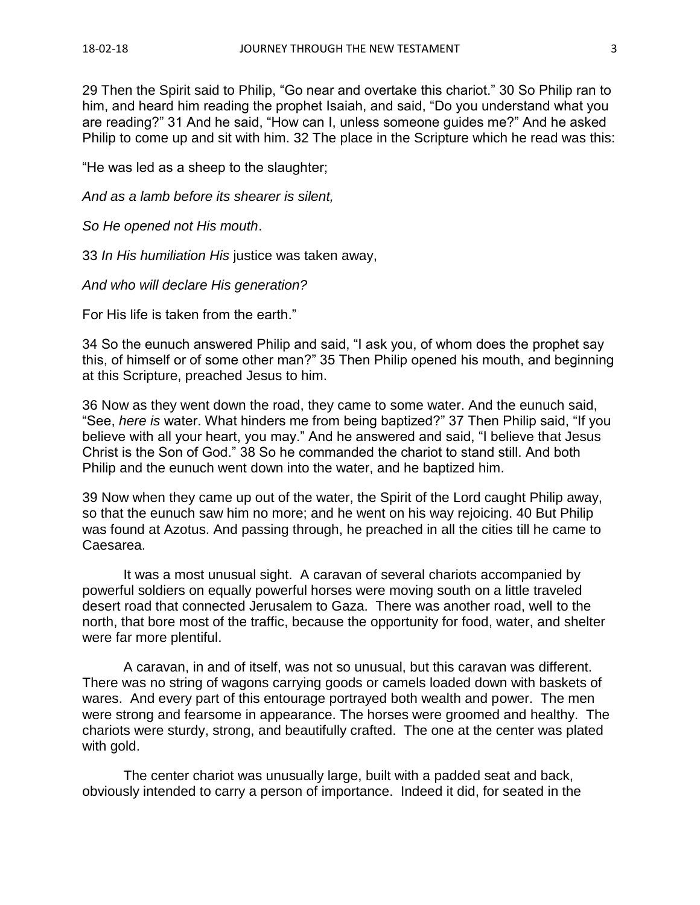29 Then the Spirit said to Philip, "Go near and overtake this chariot." 30 So Philip ran to him, and heard him reading the prophet Isaiah, and said, "Do you understand what you are reading?" 31 And he said, "How can I, unless someone guides me?" And he asked Philip to come up and sit with him. 32 The place in the Scripture which he read was this:

"He was led as a sheep to the slaughter;

*And as a lamb before its shearer is silent,*

*So He opened not His mouth*.

33 *In His humiliation His* justice was taken away,

*And who will declare His generation?*

For His life is taken from the earth."

34 So the eunuch answered Philip and said, "I ask you, of whom does the prophet say this, of himself or of some other man?" 35 Then Philip opened his mouth, and beginning at this Scripture, preached Jesus to him.

36 Now as they went down the road, they came to some water. And the eunuch said, "See, *here is* water. What hinders me from being baptized?" 37 Then Philip said, "If you believe with all your heart, you may." And he answered and said, "I believe that Jesus Christ is the Son of God." 38 So he commanded the chariot to stand still. And both Philip and the eunuch went down into the water, and he baptized him.

39 Now when they came up out of the water, the Spirit of the Lord caught Philip away, so that the eunuch saw him no more; and he went on his way rejoicing. 40 But Philip was found at Azotus. And passing through, he preached in all the cities till he came to Caesarea.

It was a most unusual sight. A caravan of several chariots accompanied by powerful soldiers on equally powerful horses were moving south on a little traveled desert road that connected Jerusalem to Gaza. There was another road, well to the north, that bore most of the traffic, because the opportunity for food, water, and shelter were far more plentiful.

A caravan, in and of itself, was not so unusual, but this caravan was different. There was no string of wagons carrying goods or camels loaded down with baskets of wares. And every part of this entourage portrayed both wealth and power. The men were strong and fearsome in appearance. The horses were groomed and healthy. The chariots were sturdy, strong, and beautifully crafted. The one at the center was plated with gold.

The center chariot was unusually large, built with a padded seat and back, obviously intended to carry a person of importance. Indeed it did, for seated in the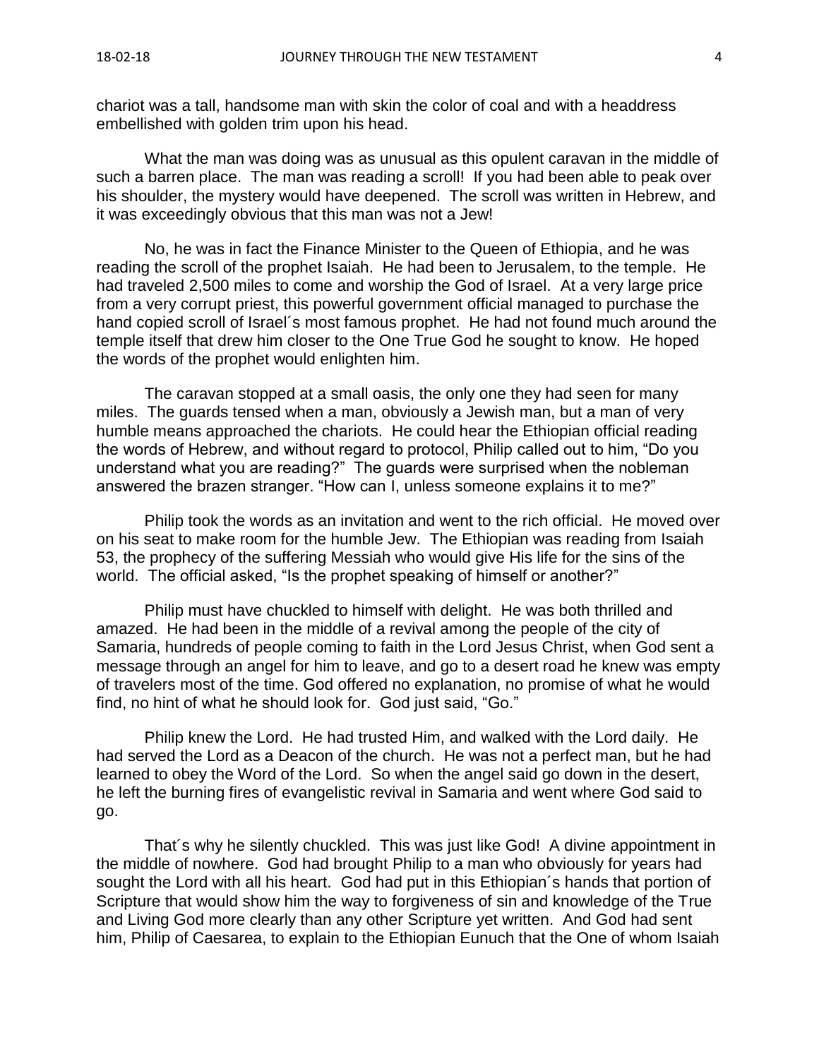chariot was a tall, handsome man with skin the color of coal and with a headdress embellished with golden trim upon his head.

What the man was doing was as unusual as this opulent caravan in the middle of such a barren place. The man was reading a scroll! If you had been able to peak over his shoulder, the mystery would have deepened. The scroll was written in Hebrew, and it was exceedingly obvious that this man was not a Jew!

No, he was in fact the Finance Minister to the Queen of Ethiopia, and he was reading the scroll of the prophet Isaiah. He had been to Jerusalem, to the temple. He had traveled 2,500 miles to come and worship the God of Israel. At a very large price from a very corrupt priest, this powerful government official managed to purchase the hand copied scroll of Israel´s most famous prophet. He had not found much around the temple itself that drew him closer to the One True God he sought to know. He hoped the words of the prophet would enlighten him.

The caravan stopped at a small oasis, the only one they had seen for many miles. The guards tensed when a man, obviously a Jewish man, but a man of very humble means approached the chariots. He could hear the Ethiopian official reading the words of Hebrew, and without regard to protocol, Philip called out to him, "Do you understand what you are reading?" The guards were surprised when the nobleman answered the brazen stranger. "How can I, unless someone explains it to me?"

Philip took the words as an invitation and went to the rich official. He moved over on his seat to make room for the humble Jew. The Ethiopian was reading from Isaiah 53, the prophecy of the suffering Messiah who would give His life for the sins of the world. The official asked, "Is the prophet speaking of himself or another?"

Philip must have chuckled to himself with delight. He was both thrilled and amazed. He had been in the middle of a revival among the people of the city of Samaria, hundreds of people coming to faith in the Lord Jesus Christ, when God sent a message through an angel for him to leave, and go to a desert road he knew was empty of travelers most of the time. God offered no explanation, no promise of what he would find, no hint of what he should look for. God just said, "Go."

Philip knew the Lord. He had trusted Him, and walked with the Lord daily. He had served the Lord as a Deacon of the church. He was not a perfect man, but he had learned to obey the Word of the Lord. So when the angel said go down in the desert, he left the burning fires of evangelistic revival in Samaria and went where God said to go.

That´s why he silently chuckled. This was just like God! A divine appointment in the middle of nowhere. God had brought Philip to a man who obviously for years had sought the Lord with all his heart. God had put in this Ethiopian´s hands that portion of Scripture that would show him the way to forgiveness of sin and knowledge of the True and Living God more clearly than any other Scripture yet written. And God had sent him, Philip of Caesarea, to explain to the Ethiopian Eunuch that the One of whom Isaiah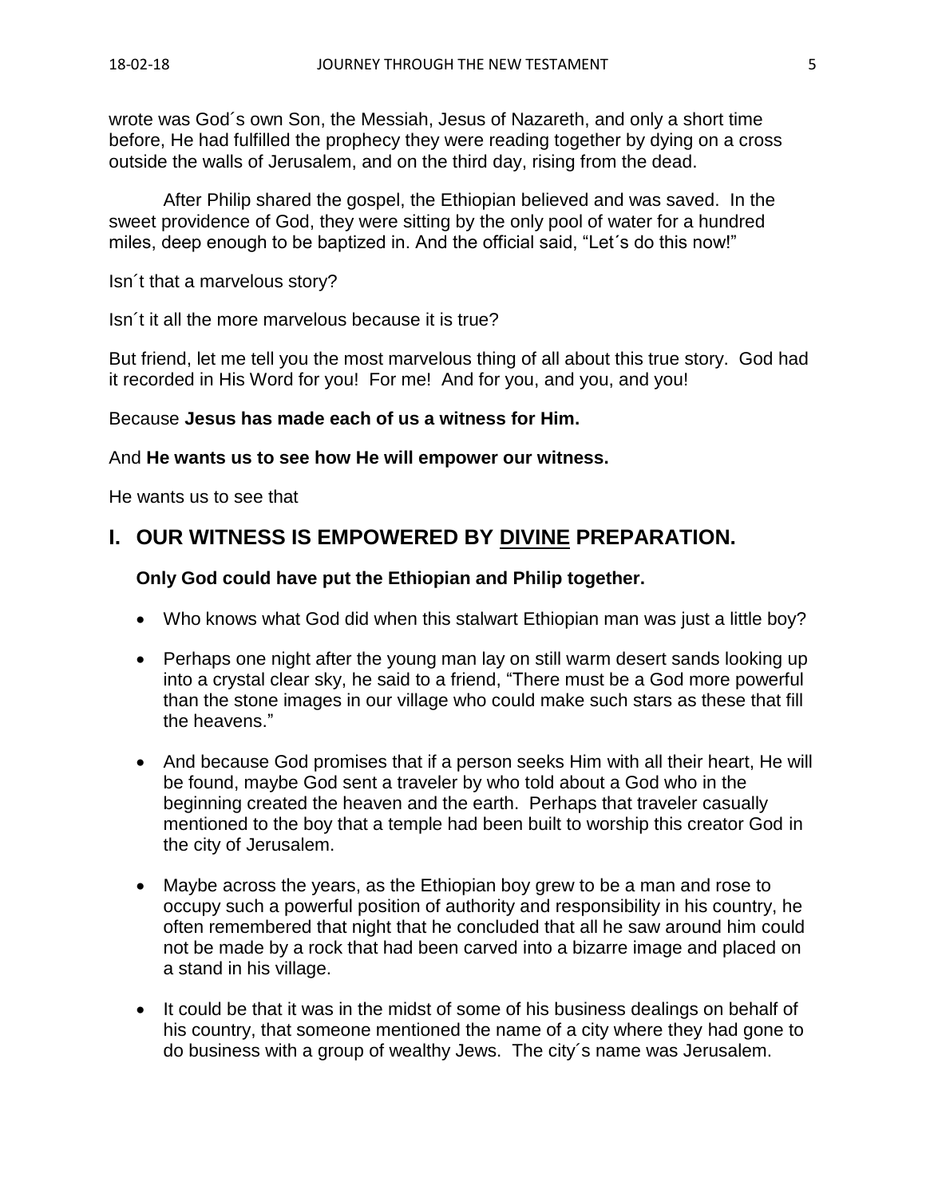wrote was God´s own Son, the Messiah, Jesus of Nazareth, and only a short time before, He had fulfilled the prophecy they were reading together by dying on a cross outside the walls of Jerusalem, and on the third day, rising from the dead.

After Philip shared the gospel, the Ethiopian believed and was saved. In the sweet providence of God, they were sitting by the only pool of water for a hundred miles, deep enough to be baptized in. And the official said, "Let´s do this now!"

Isn´t that a marvelous story?

Isn´t it all the more marvelous because it is true?

But friend, let me tell you the most marvelous thing of all about this true story. God had it recorded in His Word for you! For me! And for you, and you, and you!

Because **Jesus has made each of us a witness for Him.**

And **He wants us to see how He will empower our witness.**

He wants us to see that

## I. OUR WITNESS IS EMPOWERED BY DIVINE PREPARATION.

**Only God could have put the Ethiopian and Philip together.**

- Who knows what God did when this stalwart Ethiopian man was just a little boy?
- Perhaps one night after the young man lay on still warm desert sands looking up into a crystal clear sky, he said to a friend, "There must be a God more powerful than the stone images in our village who could make such stars as these that fill the heavens."
- And because God promises that if a person seeks Him with all their heart, He will be found, maybe God sent a traveler by who told about a God who in the beginning created the heaven and the earth. Perhaps that traveler casually mentioned to the boy that a temple had been built to worship this creator God in the city of Jerusalem.
- Maybe across the years, as the Ethiopian boy grew to be a man and rose to occupy such a powerful position of authority and responsibility in his country, he often remembered that night that he concluded that all he saw around him could not be made by a rock that had been carved into a bizarre image and placed on a stand in his village.
- It could be that it was in the midst of some of his business dealings on behalf of his country, that someone mentioned the name of a city where they had gone to do business with a group of wealthy Jews. The city´s name was Jerusalem.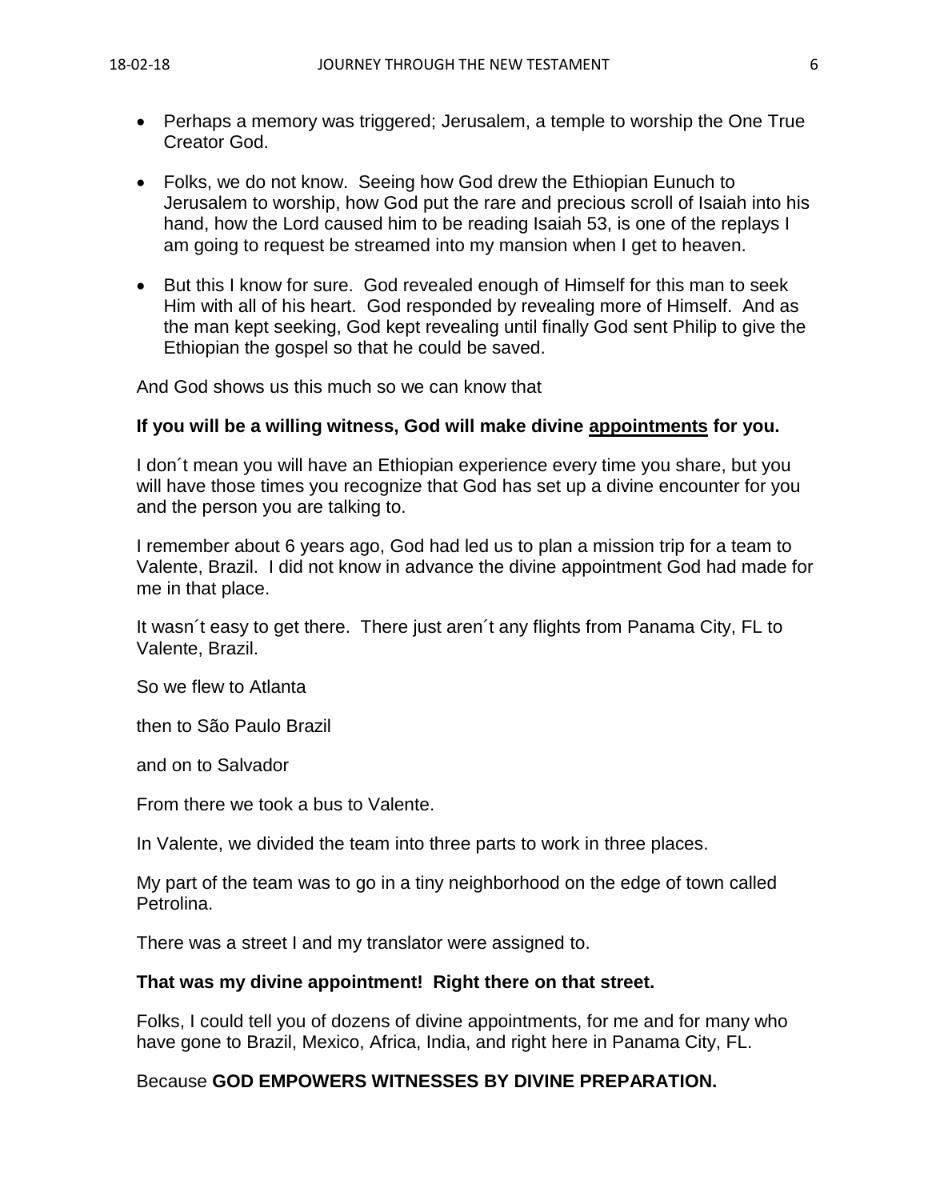- Perhaps a memory was triggered; Jerusalem, a temple to worship the One True Creator God.

- Folks, we do not know. Seeing how God drew the Ethiopian Eunuch to Jerusalem to worship, how God put the rare and precious scroll of Isaiah into his hand, how the Lord caused him to be reading Isaiah 53, is one of the replays I am going to request be streamed into my mansion when I get to heaven.

- But this I know for sure. God revealed enough of Himself for this man to seek Him with all of his heart. God responded by revealing more of Himself. And as the man kept seeking, God kept revealing until finally God sent Philip to give the Ethiopian the gospel so that he could be saved.

And God shows us this much so we can know that

**If you will be a willing witness, God will make divine <u>appointments</u> for you.**

I don´t mean you will have an Ethiopian experience every time you share, but you will have those times you recognize that God has set up a divine encounter for you and the person you are talking to.

I remember about 6 years ago, God had led us to plan a mission trip for a team to Valente, Brazil. I did not know in advance the divine appointment God had made for me in that place.

It wasn´t easy to get there. There just aren´t any flights from Panama City, FL to Valente, Brazil.

So we flew to Atlanta

then to São Paulo Brazil

and on to Salvador

From there we took a bus to Valente.

In Valente, we divided the team into three parts to work in three places.

My part of the team was to go in a tiny neighborhood on the edge of town called Petrolina.

There was a street I and my translator were assigned to.

**That was my divine appointment! Right there on that street.**

Folks, I could tell you of dozens of divine appointments, for me and for many who have gone to Brazil, Mexico, Africa, India, and right here in Panama City, FL.

Because **GOD EMPOWERS WITNESSES BY DIVINE PREPARATION.**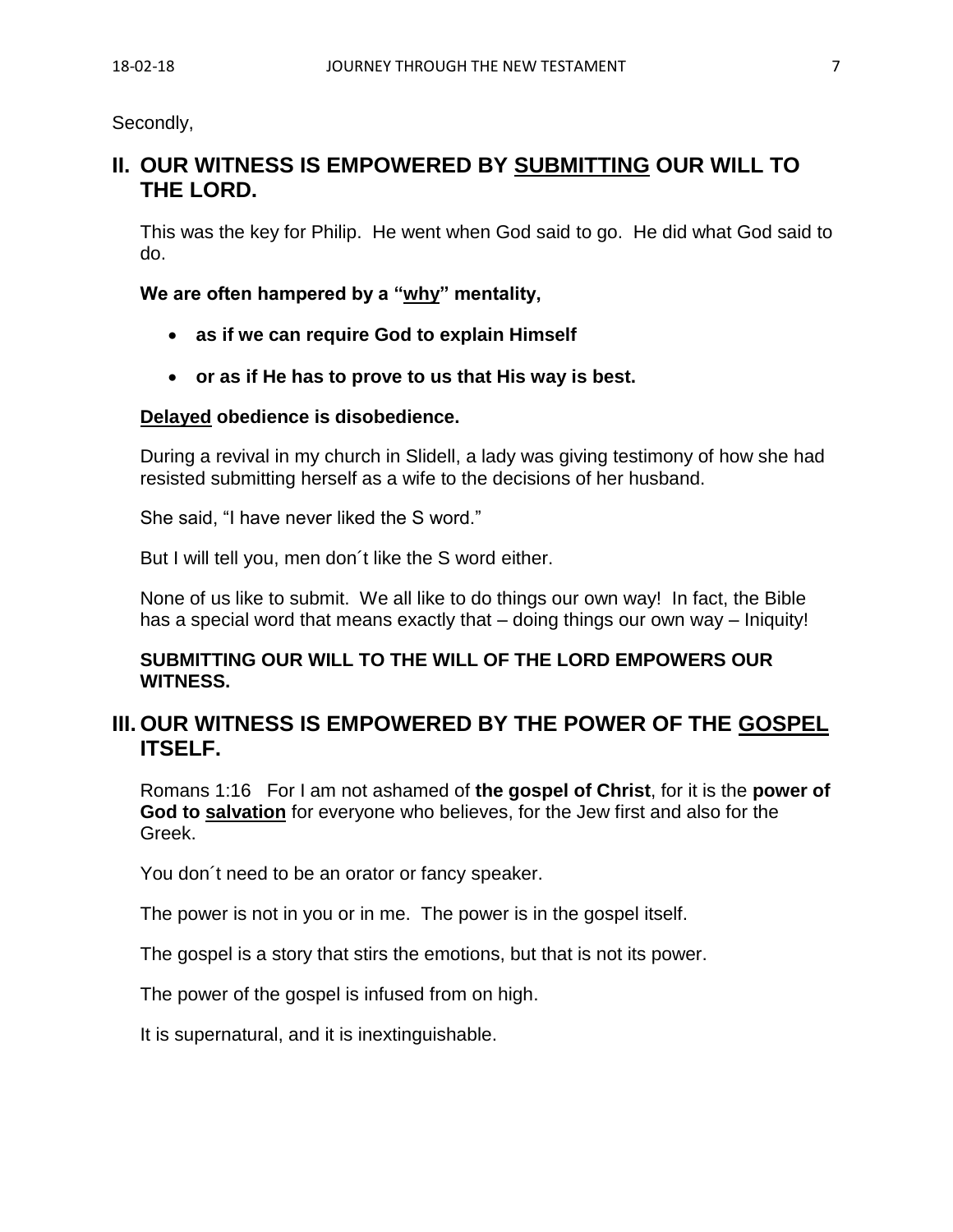Secondly,

## II. OUR WITNESS IS EMPOWERED BY <u>SUBMITTING</u> OUR WILL TO THE LORD.

This was the key for Philip. He went when God said to go. He did what God said to do.

**We are often hampered by a "<u>why</u>" mentality,**

- **as if we can require God to explain Himself**
- **or as if He has to prove to us that His way is best.**

**<u>Delayed</u> obedience is disobedience.**

During a revival in my church in Slidell, a lady was giving testimony of how she had resisted submitting herself as a wife to the decisions of her husband.

She said, "I have never liked the S word."

But I will tell you, men don´t like the S word either.

None of us like to submit. We all like to do things our own way! In fact, the Bible has a special word that means exactly that – doing things our own way – Iniquity!

**SUBMITTING OUR WILL TO THE WILL OF THE LORD EMPOWERS OUR WITNESS.**

## III. OUR WITNESS IS EMPOWERED BY THE POWER OF THE <u>GOSPEL</u> ITSELF.

Romans 1:16 For I am not ashamed of **the gospel of Christ**, for it is the **power of God to <u>salvation</u>** for everyone who believes, for the Jew first and also for the Greek.

You don´t need to be an orator or fancy speaker.

The power is not in you or in me. The power is in the gospel itself.

The gospel is a story that stirs the emotions, but that is not its power.

The power of the gospel is infused from on high.

It is supernatural, and it is inextinguishable.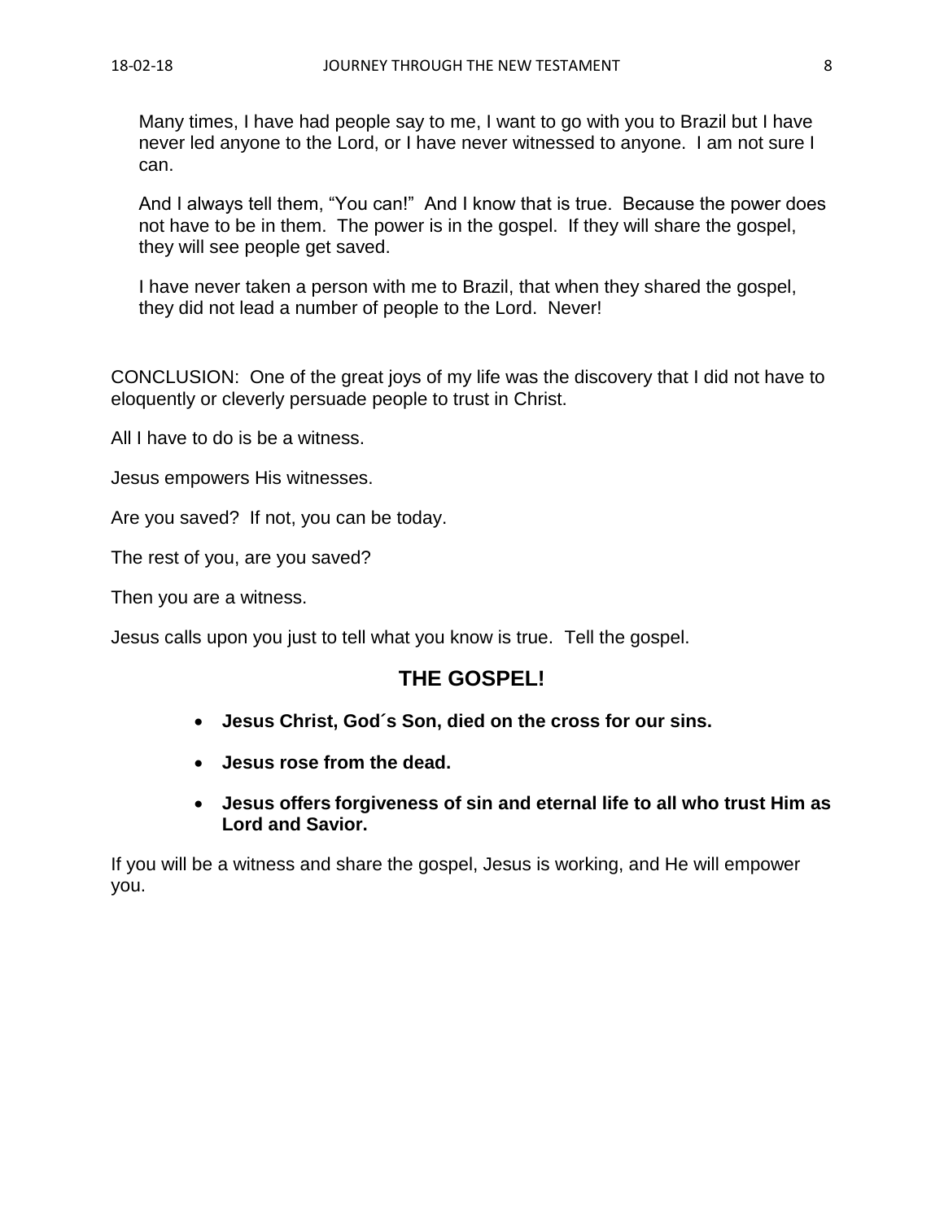Many times, I have had people say to me, I want to go with you to Brazil but I have never led anyone to the Lord, or I have never witnessed to anyone. I am not sure I can.

And I always tell them, "You can!" And I know that is true. Because the power does not have to be in them. The power is in the gospel. If they will share the gospel, they will see people get saved.

I have never taken a person with me to Brazil, that when they shared the gospel, they did not lead a number of people to the Lord. Never!

CONCLUSION: One of the great joys of my life was the discovery that I did not have to eloquently or cleverly persuade people to trust in Christ.

All I have to do is be a witness.

Jesus empowers His witnesses.

Are you saved? If not, you can be today.

The rest of you, are you saved?

Then you are a witness.

Jesus calls upon you just to tell what you know is true. Tell the gospel.

## THE GOSPEL!

- **Jesus Christ, God´s Son, died on the cross for our sins.**
- **Jesus rose from the dead.**
- **Jesus offers forgiveness of sin and eternal life to all who trust Him as Lord and Savior.**

If you will be a witness and share the gospel, Jesus is working, and He will empower you.